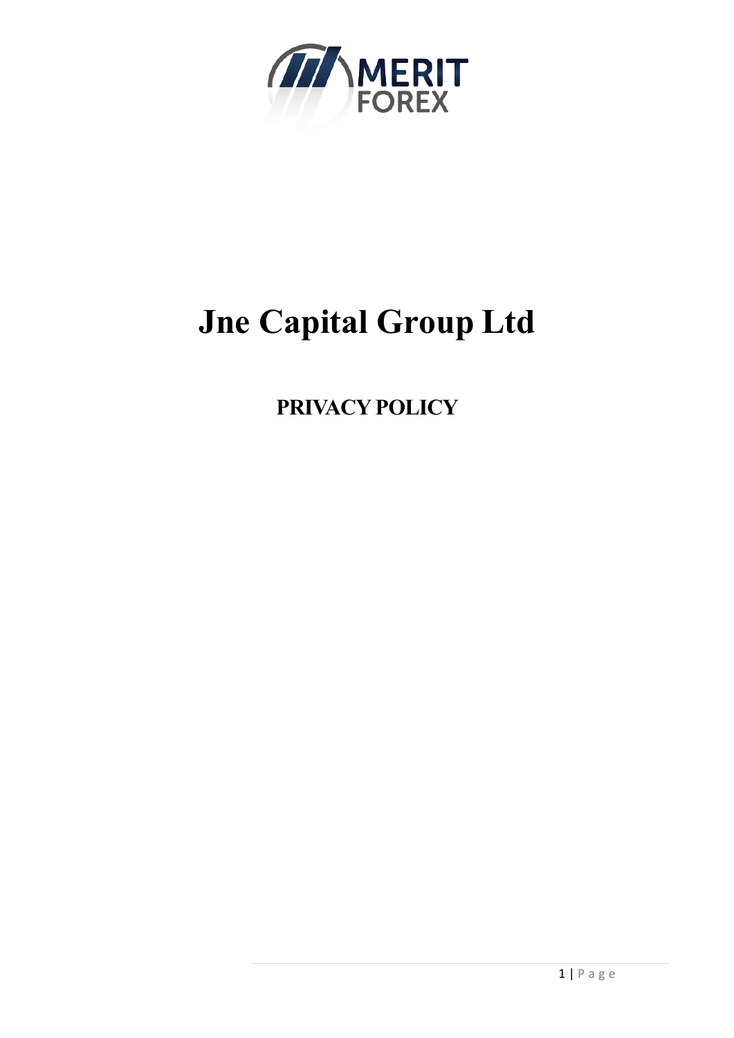# Jne Capital Group Ltd

## PRIVACY POLICY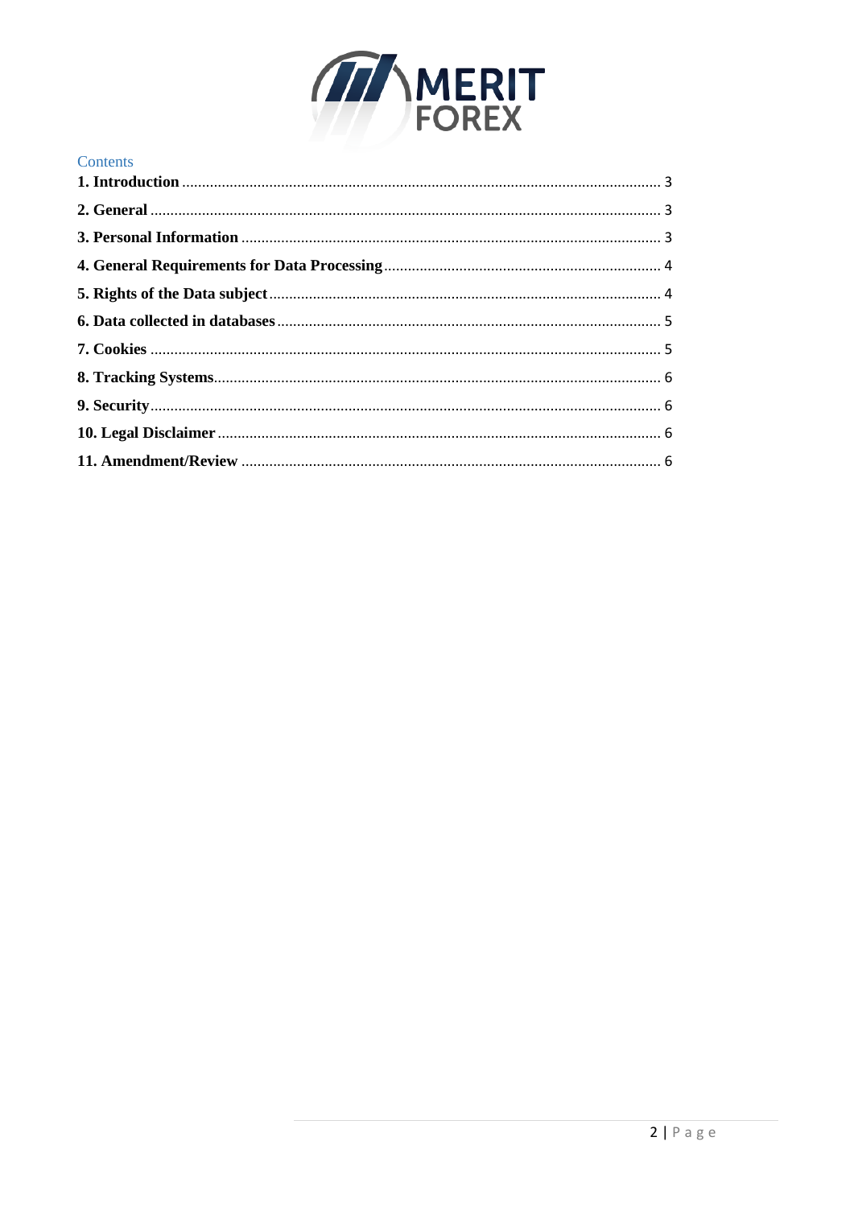Contents

**1. Introduction** ........................................................................................................................ 3

**2. General** ................................................................................................................................ 3

**3. Personal Information** ......................................................................................................... 3

**4. General Requirements for Data Processing** ...................................................................... 4

**5. Rights of the Data subject** .................................................................................................. 4

**6. Data collected in databases** ................................................................................................ 5

**7. Cookies** ................................................................................................................................ 5

**8. Tracking Systems** ................................................................................................................ 6

**9. Security** ................................................................................................................................ 6

**10. Legal Disclaimer** ............................................................................................................... 6

**11. Amendment/Review** ......................................................................................................... 6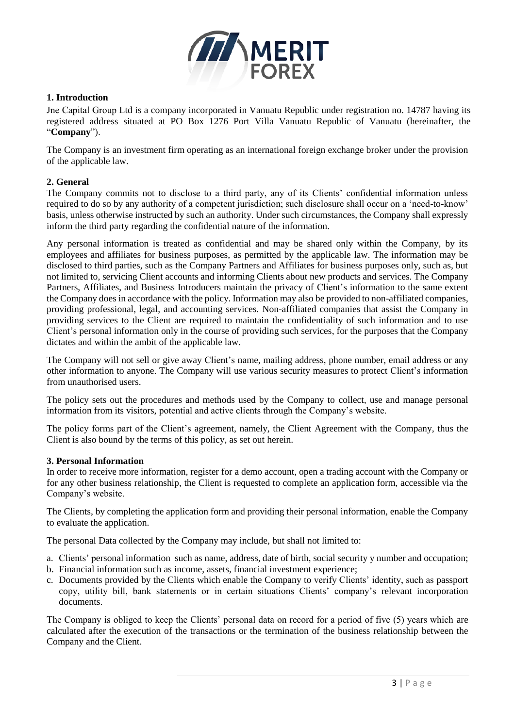## 1. Introduction

Jne Capital Group Ltd is a company incorporated in Vanuatu Republic under registration no. 14787 having its registered address situated at PO Box 1276 Port Villa Vanuatu Republic of Vanuatu (hereinafter, the "**Company**").

The Company is an investment firm operating as an international foreign exchange broker under the provision of the applicable law.

## 2. General

The Company commits not to disclose to a third party, any of its Clients' confidential information unless required to do so by any authority of a competent jurisdiction; such disclosure shall occur on a 'need-to-know' basis, unless otherwise instructed by such an authority. Under such circumstances, the Company shall expressly inform the third party regarding the confidential nature of the information.

Any personal information is treated as confidential and may be shared only within the Company, by its employees and affiliates for business purposes, as permitted by the applicable law. The information may be disclosed to third parties, such as the Company Partners and Affiliates for business purposes only, such as, but not limited to, servicing Client accounts and informing Clients about new products and services. The Company Partners, Affiliates, and Business Introducers maintain the privacy of Client's information to the same extent the Company does in accordance with the policy. Information may also be provided to non-affiliated companies, providing professional, legal, and accounting services. Non-affiliated companies that assist the Company in providing services to the Client are required to maintain the confidentiality of such information and to use Client's personal information only in the course of providing such services, for the purposes that the Company dictates and within the ambit of the applicable law.

The Company will not sell or give away Client's name, mailing address, phone number, email address or any other information to anyone. The Company will use various security measures to protect Client's information from unauthorised users.

The policy sets out the procedures and methods used by the Company to collect, use and manage personal information from its visitors, potential and active clients through the Company's website.

The policy forms part of the Client's agreement, namely, the Client Agreement with the Company, thus the Client is also bound by the terms of this policy, as set out herein.

## 3. Personal Information

In order to receive more information, register for a demo account, open a trading account with the Company or for any other business relationship, the Client is requested to complete an application form, accessible via the Company's website.

The Clients, by completing the application form and providing their personal information, enable the Company to evaluate the application.

The personal Data collected by the Company may include, but shall not limited to:

a. Clients' personal information such as name, address, date of birth, social security y number and occupation;
b. Financial information such as income, assets, financial investment experience;
c. Documents provided by the Clients which enable the Company to verify Clients' identity, such as passport copy, utility bill, bank statements or in certain situations Clients' company's relevant incorporation documents.

The Company is obliged to keep the Clients' personal data on record for a period of five (5) years which are calculated after the execution of the transactions or the termination of the business relationship between the Company and the Client.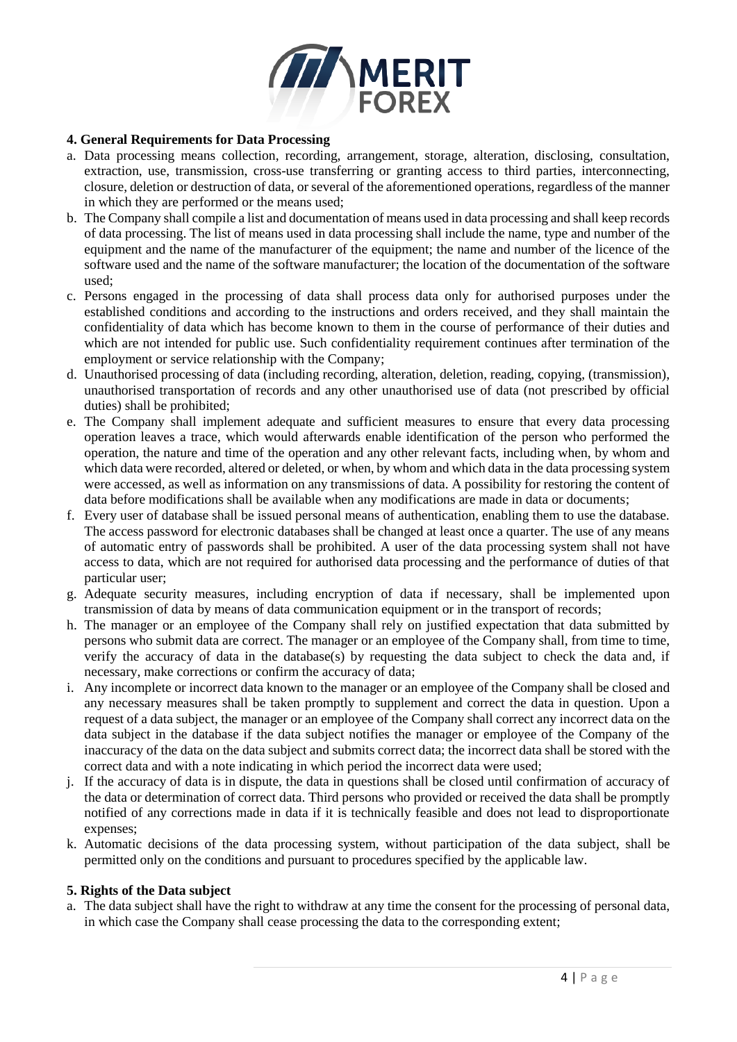### 4. General Requirements for Data Processing

a. Data processing means collection, recording, arrangement, storage, alteration, disclosing, consultation, extraction, use, transmission, cross-use transferring or granting access to third parties, interconnecting, closure, deletion or destruction of data, or several of the aforementioned operations, regardless of the manner in which they are performed or the means used;

b. The Company shall compile a list and documentation of means used in data processing and shall keep records of data processing. The list of means used in data processing shall include the name, type and number of the equipment and the name of the manufacturer of the equipment; the name and number of the licence of the software used and the name of the software manufacturer; the location of the documentation of the software used;

c. Persons engaged in the processing of data shall process data only for authorised purposes under the established conditions and according to the instructions and orders received, and they shall maintain the confidentiality of data which has become known to them in the course of performance of their duties and which are not intended for public use. Such confidentiality requirement continues after termination of the employment or service relationship with the Company;

d. Unauthorised processing of data (including recording, alteration, deletion, reading, copying, (transmission), unauthorised transportation of records and any other unauthorised use of data (not prescribed by official duties) shall be prohibited;

e. The Company shall implement adequate and sufficient measures to ensure that every data processing operation leaves a trace, which would afterwards enable identification of the person who performed the operation, the nature and time of the operation and any other relevant facts, including when, by whom and which data were recorded, altered or deleted, or when, by whom and which data in the data processing system were accessed, as well as information on any transmissions of data. A possibility for restoring the content of data before modifications shall be available when any modifications are made in data or documents;

f. Every user of database shall be issued personal means of authentication, enabling them to use the database. The access password for electronic databases shall be changed at least once a quarter. The use of any means of automatic entry of passwords shall be prohibited. A user of the data processing system shall not have access to data, which are not required for authorised data processing and the performance of duties of that particular user;

g. Adequate security measures, including encryption of data if necessary, shall be implemented upon transmission of data by means of data communication equipment or in the transport of records;

h. The manager or an employee of the Company shall rely on justified expectation that data submitted by persons who submit data are correct. The manager or an employee of the Company shall, from time to time, verify the accuracy of data in the database(s) by requesting the data subject to check the data and, if necessary, make corrections or confirm the accuracy of data;

i. Any incomplete or incorrect data known to the manager or an employee of the Company shall be closed and any necessary measures shall be taken promptly to supplement and correct the data in question. Upon a request of a data subject, the manager or an employee of the Company shall correct any incorrect data on the data subject in the database if the data subject notifies the manager or employee of the Company of the inaccuracy of the data on the data subject and submits correct data; the incorrect data shall be stored with the correct data and with a note indicating in which period the incorrect data were used;

j. If the accuracy of data is in dispute, the data in questions shall be closed until confirmation of accuracy of the data or determination of correct data. Third persons who provided or received the data shall be promptly notified of any corrections made in data if it is technically feasible and does not lead to disproportionate expenses;

k. Automatic decisions of the data processing system, without participation of the data subject, shall be permitted only on the conditions and pursuant to procedures specified by the applicable law.

### 5. Rights of the Data subject

a. The data subject shall have the right to withdraw at any time the consent for the processing of personal data, in which case the Company shall cease processing the data to the corresponding extent;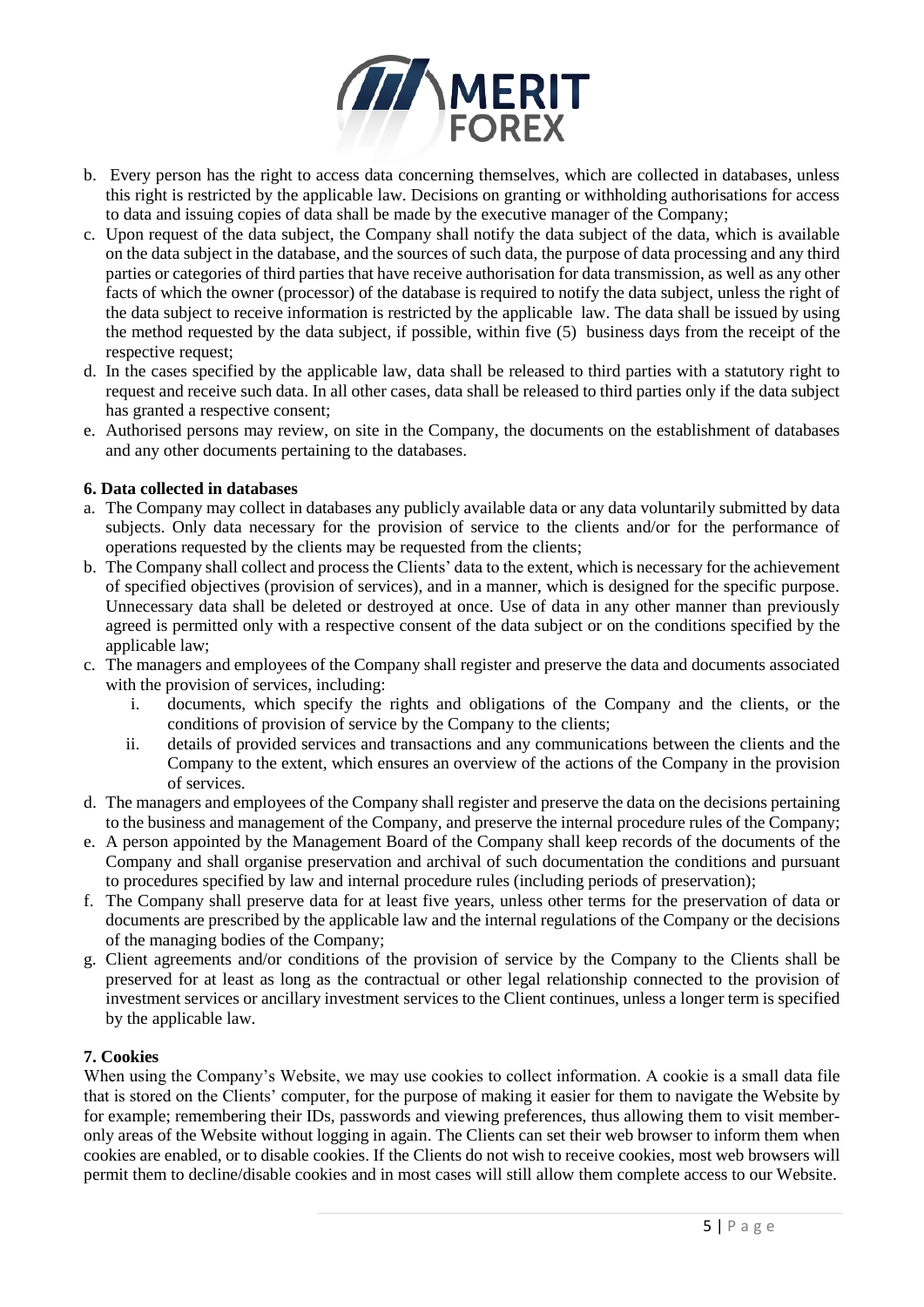b. Every person has the right to access data concerning themselves, which are collected in databases, unless this right is restricted by the applicable law. Decisions on granting or withholding authorisations for access to data and issuing copies of data shall be made by the executive manager of the Company;
c. Upon request of the data subject, the Company shall notify the data subject of the data, which is available on the data subject in the database, and the sources of such data, the purpose of data processing and any third parties or categories of third parties that have receive authorisation for data transmission, as well as any other facts of which the owner (processor) of the database is required to notify the data subject, unless the right of the data subject to receive information is restricted by the applicable law. The data shall be issued by using the method requested by the data subject, if possible, within five (5) business days from the receipt of the respective request;
d. In the cases specified by the applicable law, data shall be released to third parties with a statutory right to request and receive such data. In all other cases, data shall be released to third parties only if the data subject has granted a respective consent;
e. Authorised persons may review, on site in the Company, the documents on the establishment of databases and any other documents pertaining to the databases.

### 6. Data collected in databases

a. The Company may collect in databases any publicly available data or any data voluntarily submitted by data subjects. Only data necessary for the provision of service to the clients and/or for the performance of operations requested by the clients may be requested from the clients;
b. The Company shall collect and process the Clients' data to the extent, which is necessary for the achievement of specified objectives (provision of services), and in a manner, which is designed for the specific purpose. Unnecessary data shall be deleted or destroyed at once. Use of data in any other manner than previously agreed is permitted only with a respective consent of the data subject or on the conditions specified by the applicable law;
c. The managers and employees of the Company shall register and preserve the data and documents associated with the provision of services, including:
    i. documents, which specify the rights and obligations of the Company and the clients, or the conditions of provision of service by the Company to the clients;
    ii. details of provided services and transactions and any communications between the clients and the Company to the extent, which ensures an overview of the actions of the Company in the provision of services.
d. The managers and employees of the Company shall register and preserve the data on the decisions pertaining to the business and management of the Company, and preserve the internal procedure rules of the Company;
e. A person appointed by the Management Board of the Company shall keep records of the documents of the Company and shall organise preservation and archival of such documentation the conditions and pursuant to procedures specified by law and internal procedure rules (including periods of preservation);
f. The Company shall preserve data for at least five years, unless other terms for the preservation of data or documents are prescribed by the applicable law and the internal regulations of the Company or the decisions of the managing bodies of the Company;
g. Client agreements and/or conditions of the provision of service by the Company to the Clients shall be preserved for at least as long as the contractual or other legal relationship connected to the provision of investment services or ancillary investment services to the Client continues, unless a longer term is specified by the applicable law.

### 7. Cookies

When using the Company's Website, we may use cookies to collect information. A cookie is a small data file that is stored on the Clients' computer, for the purpose of making it easier for them to navigate the Website by for example; remembering their IDs, passwords and viewing preferences, thus allowing them to visit member-only areas of the Website without logging in again. The Clients can set their web browser to inform them when cookies are enabled, or to disable cookies. If the Clients do not wish to receive cookies, most web browsers will permit them to decline/disable cookies and in most cases will still allow them complete access to our Website.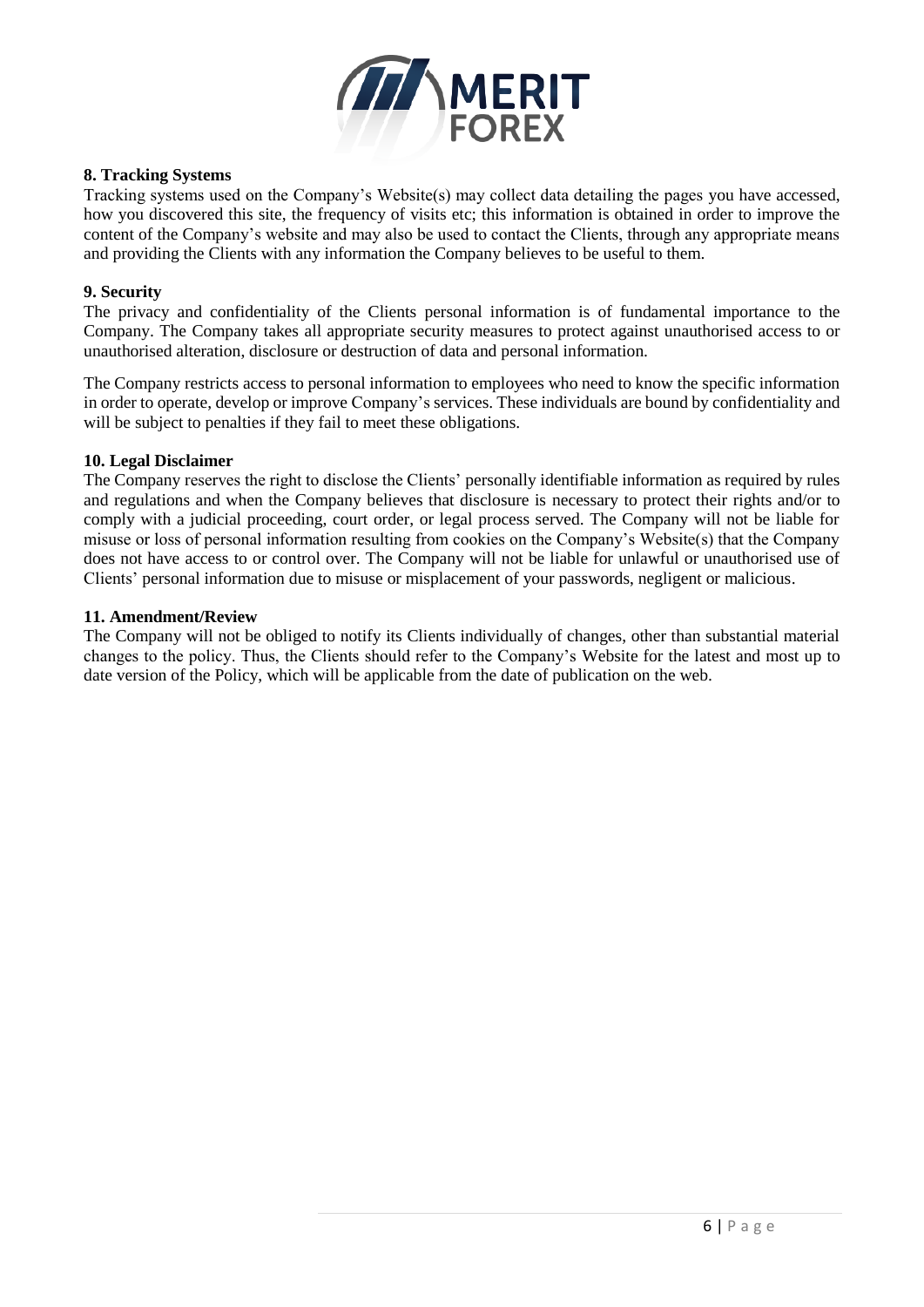## 8. Tracking Systems

Tracking systems used on the Company's Website(s) may collect data detailing the pages you have accessed, how you discovered this site, the frequency of visits etc; this information is obtained in order to improve the content of the Company's website and may also be used to contact the Clients, through any appropriate means and providing the Clients with any information the Company believes to be useful to them.

## 9. Security

The privacy and confidentiality of the Clients personal information is of fundamental importance to the Company. The Company takes all appropriate security measures to protect against unauthorised access to or unauthorised alteration, disclosure or destruction of data and personal information.

The Company restricts access to personal information to employees who need to know the specific information in order to operate, develop or improve Company's services. These individuals are bound by confidentiality and will be subject to penalties if they fail to meet these obligations.

## 10. Legal Disclaimer

The Company reserves the right to disclose the Clients' personally identifiable information as required by rules and regulations and when the Company believes that disclosure is necessary to protect their rights and/or to comply with a judicial proceeding, court order, or legal process served. The Company will not be liable for misuse or loss of personal information resulting from cookies on the Company's Website(s) that the Company does not have access to or control over. The Company will not be liable for unlawful or unauthorised use of Clients' personal information due to misuse or misplacement of your passwords, negligent or malicious.

## 11. Amendment/Review

The Company will not be obliged to notify its Clients individually of changes, other than substantial material changes to the policy. Thus, the Clients should refer to the Company's Website for the latest and most up to date version of the Policy, which will be applicable from the date of publication on the web.